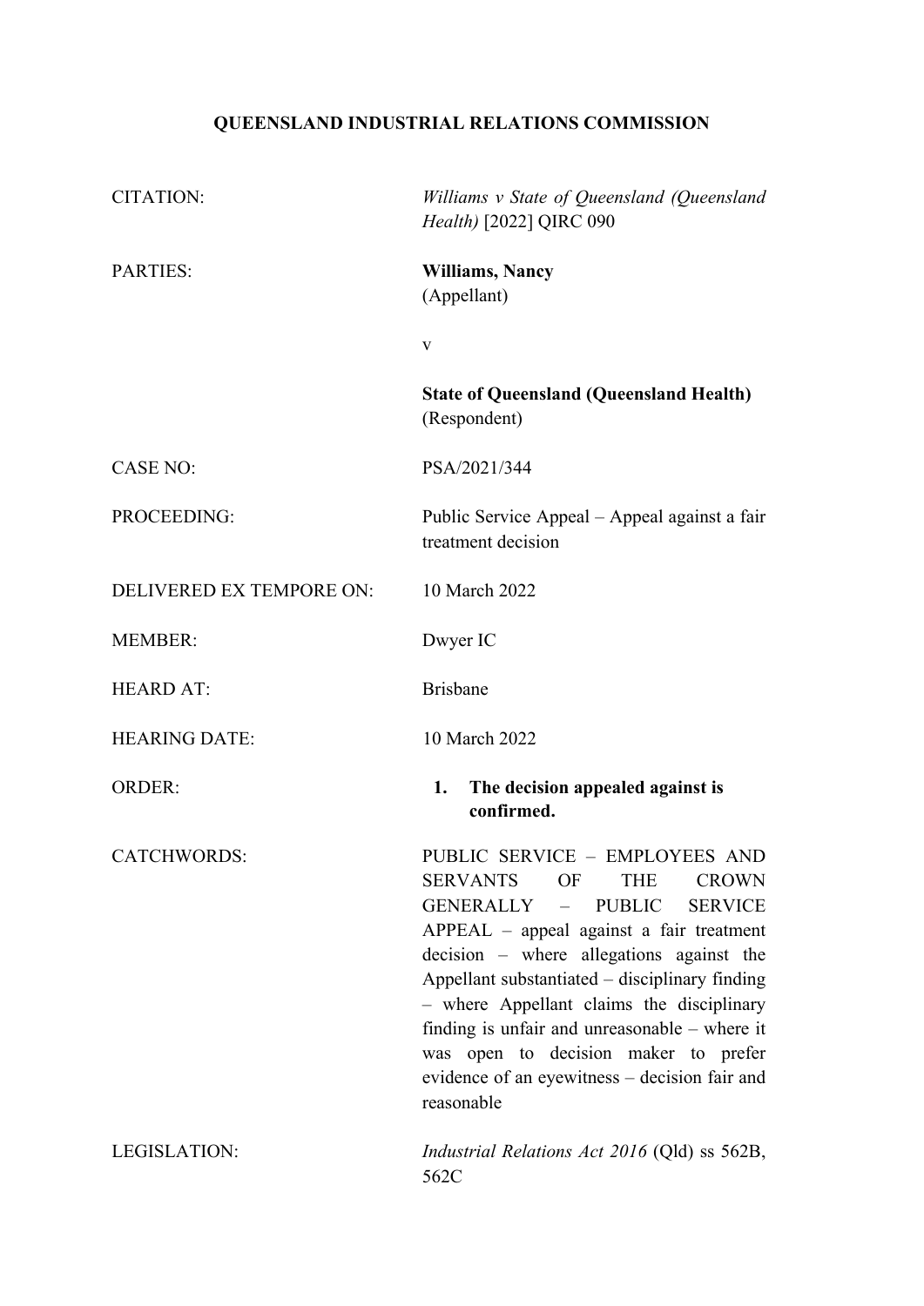# QUEENSLAND INDUSTRIAL RELATIONS COMMISSION

| | |
|---|---|
| CITATION: | *Williams v State of Queensland (Queensland Health)* [2022] QIRC 090 |
| PARTIES: | **Williams, Nancy**<br>(Appellant)<br><br>v<br><br>**State of Queensland (Queensland Health)**<br>(Respondent) |
| CASE NO: | PSA/2021/344 |
| PROCEEDING: | Public Service Appeal – Appeal against a fair treatment decision |
| DELIVERED EX TEMPORE ON: | 10 March 2022 |
| MEMBER: | Dwyer IC |
| HEARD AT: | Brisbane |
| HEARING DATE: | 10 March 2022 |
| ORDER: | **1. The decision appealed against is confirmed.** |
| CATCHWORDS: | PUBLIC SERVICE – EMPLOYEES AND SERVANTS OF THE CROWN GENERALLY – PUBLIC SERVICE APPEAL – appeal against a fair treatment decision – where allegations against the Appellant substantiated – disciplinary finding – where Appellant claims the disciplinary finding is unfair and unreasonable – where it was open to decision maker to prefer evidence of an eyewitness – decision fair and reasonable |
| LEGISLATION: | *Industrial Relations Act 2016* (Qld) ss 562B, 562C |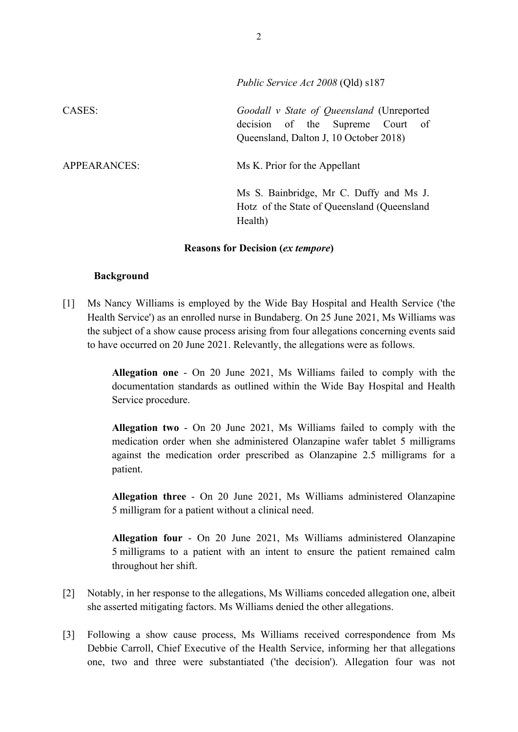|  |  |
|---|---|
|  | *Public Service Act 2008* (Qld) s187 |
| CASES: | *Goodall v State of Queensland* (Unreported decision of the Supreme Court of Queensland, Dalton J, 10 October 2018) |
| APPEARANCES: | Ms K. Prior for the Appellant<br><br>Ms S. Bainbridge, Mr C. Duffy and Ms J. Hotz of the State of Queensland (Queensland Health) |

**Reasons for Decision (*ex tempore*)**

**Background**

[1] Ms Nancy Williams is employed by the Wide Bay Hospital and Health Service ('the Health Service') as an enrolled nurse in Bundaberg. On 25 June 2021, Ms Williams was the subject of a show cause process arising from four allegations concerning events said to have occurred on 20 June 2021. Relevantly, the allegations were as follows.

> **Allegation one** - On 20 June 2021, Ms Williams failed to comply with the documentation standards as outlined within the Wide Bay Hospital and Health Service procedure.
>
> **Allegation two** - On 20 June 2021, Ms Williams failed to comply with the medication order when she administered Olanzapine wafer tablet 5 milligrams against the medication order prescribed as Olanzapine 2.5 milligrams for a patient.
>
> **Allegation three** - On 20 June 2021, Ms Williams administered Olanzapine 5 milligram for a patient without a clinical need.
>
> **Allegation four** - On 20 June 2021, Ms Williams administered Olanzapine 5 milligrams to a patient with an intent to ensure the patient remained calm throughout her shift.

[2] Notably, in her response to the allegations, Ms Williams conceded allegation one, albeit she asserted mitigating factors. Ms Williams denied the other allegations.

[3] Following a show cause process, Ms Williams received correspondence from Ms Debbie Carroll, Chief Executive of the Health Service, informing her that allegations one, two and three were substantiated ('the decision'). Allegation four was not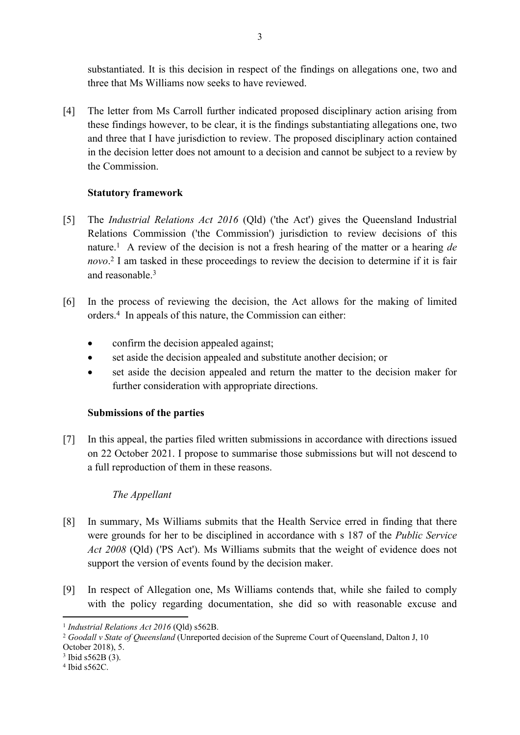substantiated. It is this decision in respect of the findings on allegations one, two and three that Ms Williams now seeks to have reviewed.

[4] The letter from Ms Carroll further indicated proposed disciplinary action arising from these findings however, to be clear, it is the findings substantiating allegations one, two and three that I have jurisdiction to review. The proposed disciplinary action contained in the decision letter does not amount to a decision and cannot be subject to a review by the Commission.

**Statutory framework**

[5] The *Industrial Relations Act 2016* (Qld) ('the Act') gives the Queensland Industrial Relations Commission ('the Commission') jurisdiction to review decisions of this nature.[1] A review of the decision is not a fresh hearing of the matter or a hearing *de novo*.[2] I am tasked in these proceedings to review the decision to determine if it is fair and reasonable.[3]

[6] In the process of reviewing the decision, the Act allows for the making of limited orders.[4] In appeals of this nature, the Commission can either:

- confirm the decision appealed against;
- set aside the decision appealed and substitute another decision; or
- set aside the decision appealed and return the matter to the decision maker for further consideration with appropriate directions.

**Submissions of the parties**

[7] In this appeal, the parties filed written submissions in accordance with directions issued on 22 October 2021. I propose to summarise those submissions but will not descend to a full reproduction of them in these reasons.

*The Appellant*

[8] In summary, Ms Williams submits that the Health Service erred in finding that there were grounds for her to be disciplined in accordance with s 187 of the *Public Service Act 2008* (Qld) ('PS Act'). Ms Williams submits that the weight of evidence does not support the version of events found by the decision maker.

[9] In respect of Allegation one, Ms Williams contends that, while she failed to comply with the policy regarding documentation, she did so with reasonable excuse and

---

[1] *Industrial Relations Act 2016* (Qld) s562B.

[2] *Goodall v State of Queensland* (Unreported decision of the Supreme Court of Queensland, Dalton J, 10 October 2018), 5.

[3] Ibid s562B (3).

[4] Ibid s562C.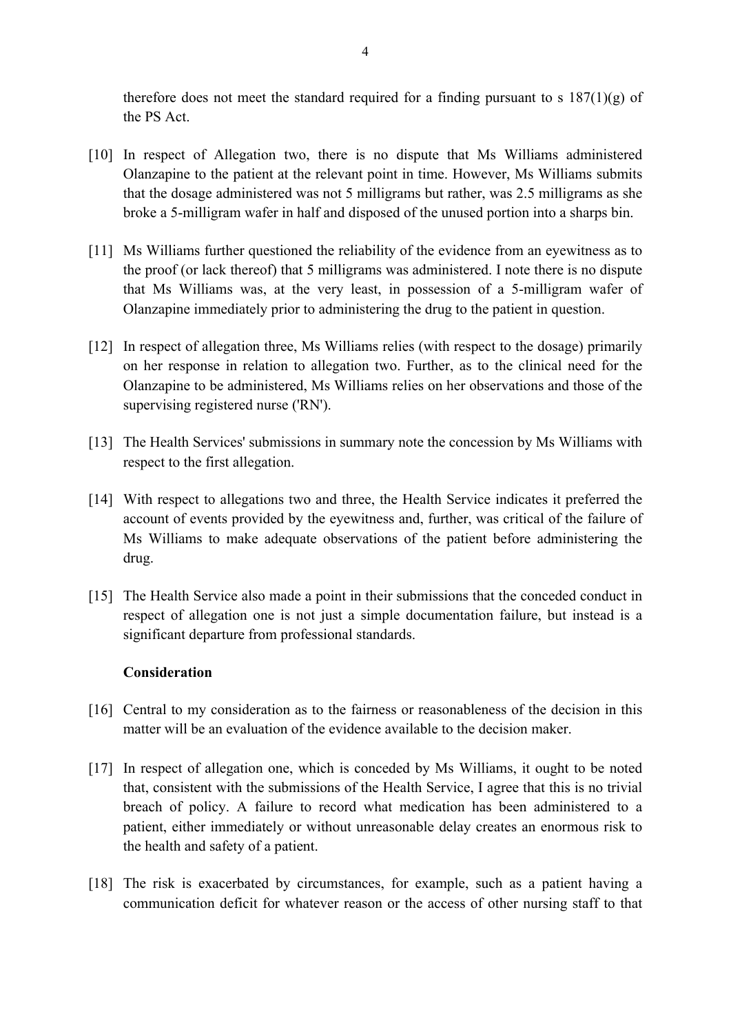therefore does not meet the standard required for a finding pursuant to s 187(1)(g) of the PS Act.

[10] In respect of Allegation two, there is no dispute that Ms Williams administered Olanzapine to the patient at the relevant point in time. However, Ms Williams submits that the dosage administered was not 5 milligrams but rather, was 2.5 milligrams as she broke a 5-milligram wafer in half and disposed of the unused portion into a sharps bin.

[11] Ms Williams further questioned the reliability of the evidence from an eyewitness as to the proof (or lack thereof) that 5 milligrams was administered. I note there is no dispute that Ms Williams was, at the very least, in possession of a 5-milligram wafer of Olanzapine immediately prior to administering the drug to the patient in question.

[12] In respect of allegation three, Ms Williams relies (with respect to the dosage) primarily on her response in relation to allegation two. Further, as to the clinical need for the Olanzapine to be administered, Ms Williams relies on her observations and those of the supervising registered nurse ('RN').

[13] The Health Services' submissions in summary note the concession by Ms Williams with respect to the first allegation.

[14] With respect to allegations two and three, the Health Service indicates it preferred the account of events provided by the eyewitness and, further, was critical of the failure of Ms Williams to make adequate observations of the patient before administering the drug.

[15] The Health Service also made a point in their submissions that the conceded conduct in respect of allegation one is not just a simple documentation failure, but instead is a significant departure from professional standards.

**Consideration**

[16] Central to my consideration as to the fairness or reasonableness of the decision in this matter will be an evaluation of the evidence available to the decision maker.

[17] In respect of allegation one, which is conceded by Ms Williams, it ought to be noted that, consistent with the submissions of the Health Service, I agree that this is no trivial breach of policy. A failure to record what medication has been administered to a patient, either immediately or without unreasonable delay creates an enormous risk to the health and safety of a patient.

[18] The risk is exacerbated by circumstances, for example, such as a patient having a communication deficit for whatever reason or the access of other nursing staff to that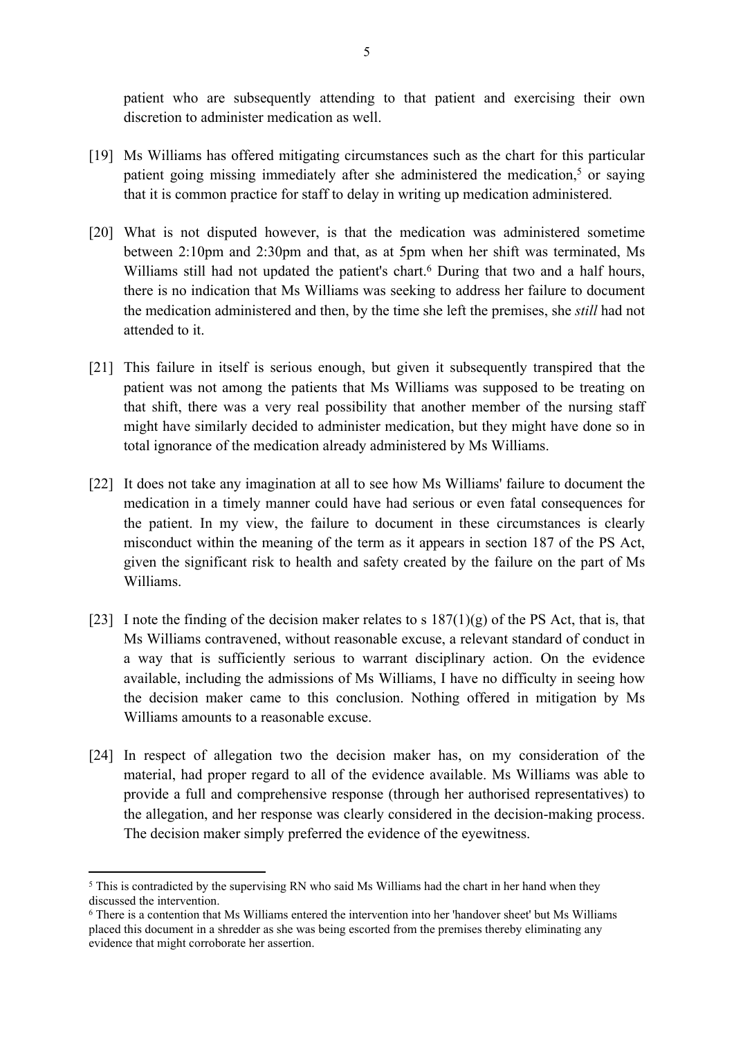patient who are subsequently attending to that patient and exercising their own discretion to administer medication as well.

[19] Ms Williams has offered mitigating circumstances such as the chart for this particular patient going missing immediately after she administered the medication,[5] or saying that it is common practice for staff to delay in writing up medication administered.

[20] What is not disputed however, is that the medication was administered sometime between 2:10pm and 2:30pm and that, as at 5pm when her shift was terminated, Ms Williams still had not updated the patient's chart.[6] During that two and a half hours, there is no indication that Ms Williams was seeking to address her failure to document the medication administered and then, by the time she left the premises, she *still* had not attended to it.

[21] This failure in itself is serious enough, but given it subsequently transpired that the patient was not among the patients that Ms Williams was supposed to be treating on that shift, there was a very real possibility that another member of the nursing staff might have similarly decided to administer medication, but they might have done so in total ignorance of the medication already administered by Ms Williams.

[22] It does not take any imagination at all to see how Ms Williams' failure to document the medication in a timely manner could have had serious or even fatal consequences for the patient. In my view, the failure to document in these circumstances is clearly misconduct within the meaning of the term as it appears in section 187 of the PS Act, given the significant risk to health and safety created by the failure on the part of Ms Williams.

[23] I note the finding of the decision maker relates to s 187(1)(g) of the PS Act, that is, that Ms Williams contravened, without reasonable excuse, a relevant standard of conduct in a way that is sufficiently serious to warrant disciplinary action. On the evidence available, including the admissions of Ms Williams, I have no difficulty in seeing how the decision maker came to this conclusion. Nothing offered in mitigation by Ms Williams amounts to a reasonable excuse.

[24] In respect of allegation two the decision maker has, on my consideration of the material, had proper regard to all of the evidence available. Ms Williams was able to provide a full and comprehensive response (through her authorised representatives) to the allegation, and her response was clearly considered in the decision-making process. The decision maker simply preferred the evidence of the eyewitness.

---

[5] This is contradicted by the supervising RN who said Ms Williams had the chart in her hand when they discussed the intervention.

[6] There is a contention that Ms Williams entered the intervention into her 'handover sheet' but Ms Williams placed this document in a shredder as she was being escorted from the premises thereby eliminating any evidence that might corroborate her assertion.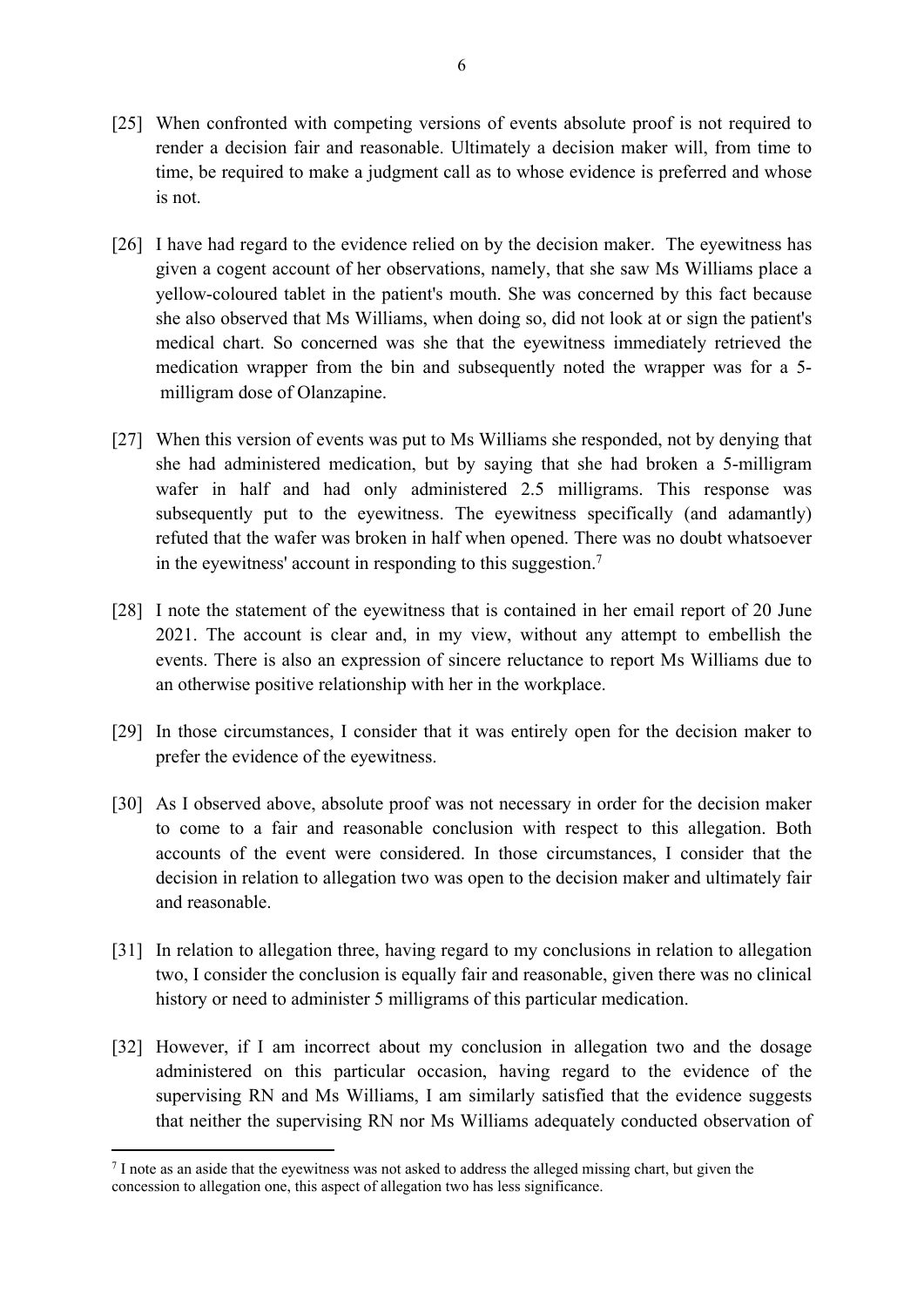[25] When confronted with competing versions of events absolute proof is not required to render a decision fair and reasonable. Ultimately a decision maker will, from time to time, be required to make a judgment call as to whose evidence is preferred and whose is not.

[26] I have had regard to the evidence relied on by the decision maker. The eyewitness has given a cogent account of her observations, namely, that she saw Ms Williams place a yellow-coloured tablet in the patient's mouth. She was concerned by this fact because she also observed that Ms Williams, when doing so, did not look at or sign the patient's medical chart. So concerned was she that the eyewitness immediately retrieved the medication wrapper from the bin and subsequently noted the wrapper was for a 5-milligram dose of Olanzapine.

[27] When this version of events was put to Ms Williams she responded, not by denying that she had administered medication, but by saying that she had broken a 5-milligram wafer in half and had only administered 2.5 milligrams. This response was subsequently put to the eyewitness. The eyewitness specifically (and adamantly) refuted that the wafer was broken in half when opened. There was no doubt whatsoever in the eyewitness' account in responding to this suggestion.[7]

[28] I note the statement of the eyewitness that is contained in her email report of 20 June 2021. The account is clear and, in my view, without any attempt to embellish the events. There is also an expression of sincere reluctance to report Ms Williams due to an otherwise positive relationship with her in the workplace.

[29] In those circumstances, I consider that it was entirely open for the decision maker to prefer the evidence of the eyewitness.

[30] As I observed above, absolute proof was not necessary in order for the decision maker to come to a fair and reasonable conclusion with respect to this allegation. Both accounts of the event were considered. In those circumstances, I consider that the decision in relation to allegation two was open to the decision maker and ultimately fair and reasonable.

[31] In relation to allegation three, having regard to my conclusions in relation to allegation two, I consider the conclusion is equally fair and reasonable, given there was no clinical history or need to administer 5 milligrams of this particular medication.

[32] However, if I am incorrect about my conclusion in allegation two and the dosage administered on this particular occasion, having regard to the evidence of the supervising RN and Ms Williams, I am similarly satisfied that the evidence suggests that neither the supervising RN nor Ms Williams adequately conducted observation of

---

[7] I note as an aside that the eyewitness was not asked to address the alleged missing chart, but given the concession to allegation one, this aspect of allegation two has less significance.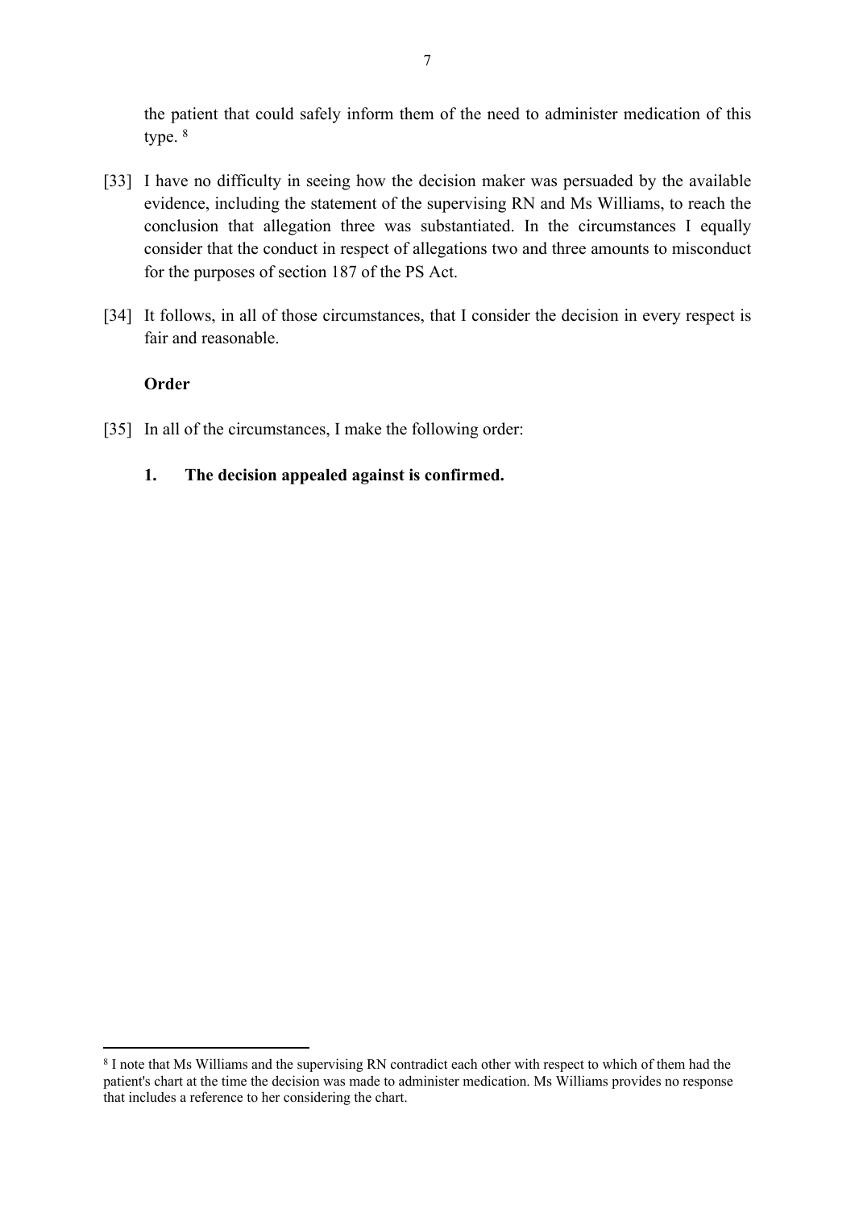the patient that could safely inform them of the need to administer medication of this type. [8]

[33] I have no difficulty in seeing how the decision maker was persuaded by the available evidence, including the statement of the supervising RN and Ms Williams, to reach the conclusion that allegation three was substantiated. In the circumstances I equally consider that the conduct in respect of allegations two and three amounts to misconduct for the purposes of section 187 of the PS Act.

[34] It follows, in all of those circumstances, that I consider the decision in every respect is fair and reasonable.

**Order**

[35] In all of the circumstances, I make the following order:

**1. The decision appealed against is confirmed.**

---

[8] I note that Ms Williams and the supervising RN contradict each other with respect to which of them had the patient's chart at the time the decision was made to administer medication. Ms Williams provides no response that includes a reference to her considering the chart.